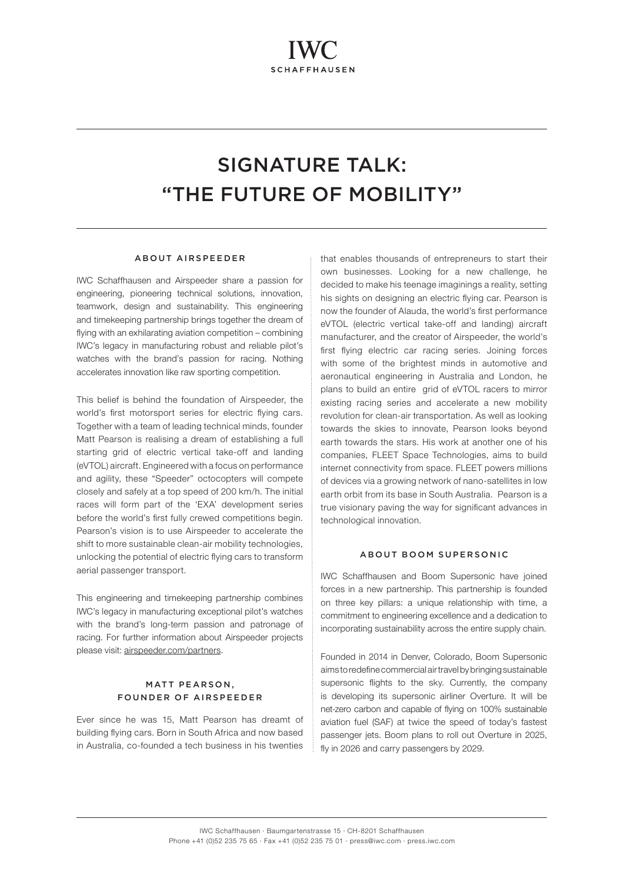# SIGNATURE TALK: "THE FUTURE OF MOBILITY"

### ABOUT AIRSPEEDER

IWC Schaffhausen and Airspeeder share a passion for engineering, pioneering technical solutions, innovation, teamwork, design and sustainability. This engineering and timekeeping partnership brings together the dream of flying with an exhilarating aviation competition – combining IWC's legacy in manufacturing robust and reliable pilot's watches with the brand's passion for racing. Nothing accelerates innovation like raw sporting competition.

This belief is behind the foundation of Airspeeder, the world's first motorsport series for electric flying cars. Together with a team of leading technical minds, founder Matt Pearson is realising a dream of establishing a full starting grid of electric vertical take-off and landing (eVTOL) aircraft. Engineered with a focus on performance and agility, these "Speeder" octocopters will compete closely and safely at a top speed of 200 km/h. The initial races will form part of the 'EXA' development series before the world's first fully crewed competitions begin. Pearson's vision is to use Airspeeder to accelerate the shift to more sustainable clean-air mobility technologies, unlocking the potential of electric flying cars to transform aerial passenger transport.

This engineering and timekeeping partnership combines IWC's legacy in manufacturing exceptional pilot's watches with the brand's long-term passion and patronage of racing. For further information about Airspeeder projects please visit: airspeeder.com/partners.

### MATT PEARSON, FOUNDER OF AIRSPEEDER

Ever since he was 15, Matt Pearson has dreamt of building flying cars. Born in South Africa and now based in Australia, co-founded a tech business in his twenties that enables thousands of entrepreneurs to start their own businesses. Looking for a new challenge, he decided to make his teenage imaginings a reality, setting his sights on designing an electric flying car. Pearson is now the founder of Alauda, the world's first performance eVTOL (electric vertical take-off and landing) aircraft manufacturer, and the creator of Airspeeder, the world's first flying electric car racing series. Joining forces with some of the brightest minds in automotive and aeronautical engineering in Australia and London, he plans to build an entire grid of eVTOL racers to mirror existing racing series and accelerate a new mobility revolution for clean-air transportation. As well as looking towards the skies to innovate, Pearson looks beyond earth towards the stars. His work at another one of his companies, FLEET Space Technologies, aims to build internet connectivity from space. FLEET powers millions of devices via a growing network of nano-satellites in low earth orbit from its base in South Australia. Pearson is a true visionary paving the way for significant advances in technological innovation.

### ABOUT BOOM SUPERSONIC

IWC Schaffhausen and Boom Supersonic have joined forces in a new partnership. This partnership is founded on three key pillars: a unique relationship with time, a commitment to engineering excellence and a dedication to incorporating sustainability across the entire supply chain.

Founded in 2014 in Denver, Colorado, Boom Supersonic aims to redefine commercial air travel by bringing sustainable supersonic flights to the sky. Currently, the company is developing its supersonic airliner Overture. It will be net-zero carbon and capable of flying on 100% sustainable aviation fuel (SAF) at twice the speed of today's fastest passenger jets. Boom plans to roll out Overture in 2025, fly in 2026 and carry passengers by 2029.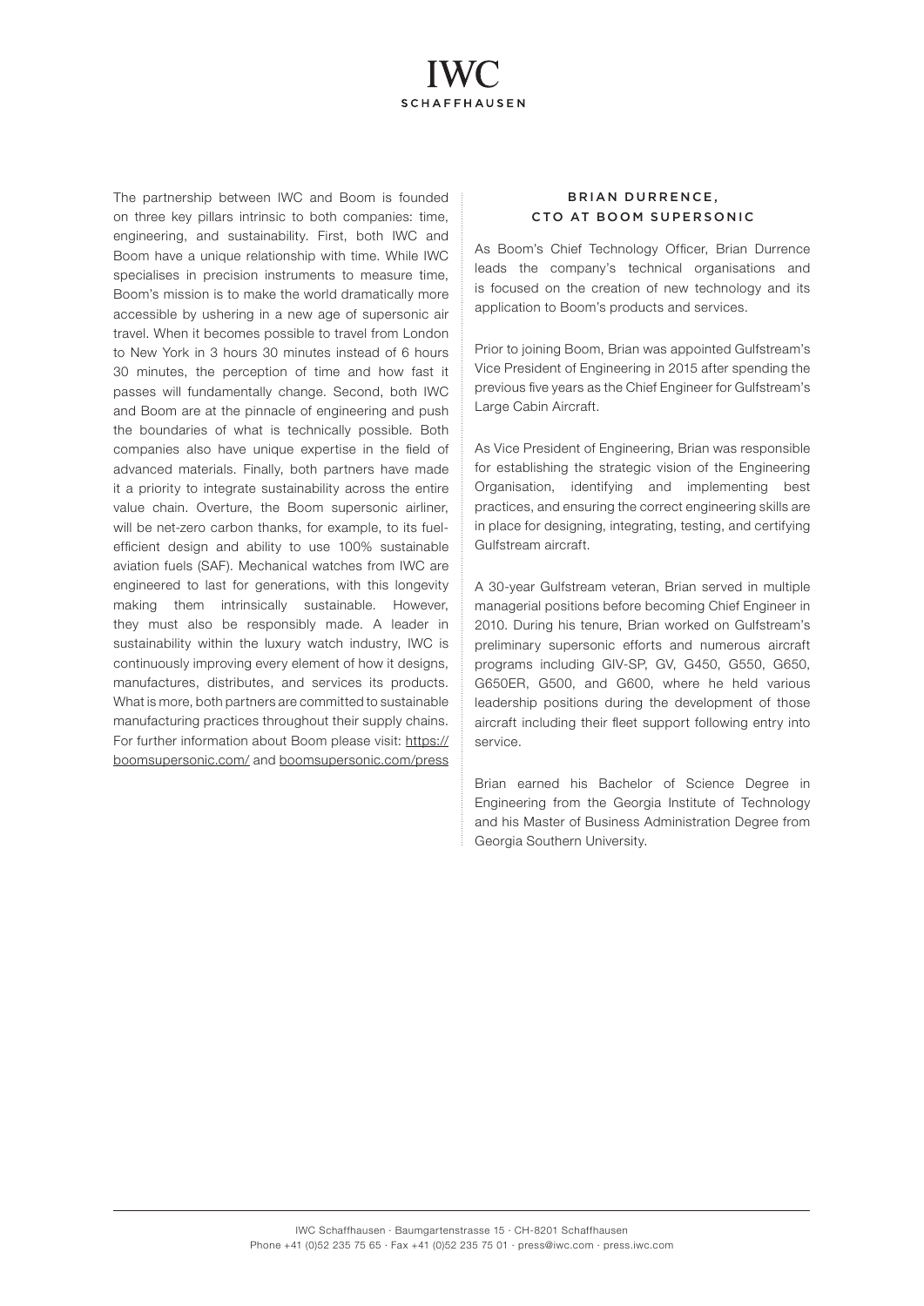The partnership between IWC and Boom is founded on three key pillars intrinsic to both companies: time, engineering, and sustainability. First, both IWC and Boom have a unique relationship with time. While IWC specialises in precision instruments to measure time, Boom's mission is to make the world dramatically more accessible by ushering in a new age of supersonic air travel. When it becomes possible to travel from London to New York in 3 hours 30 minutes instead of 6 hours 30 minutes, the perception of time and how fast it passes will fundamentally change. Second, both IWC and Boom are at the pinnacle of engineering and push the boundaries of what is technically possible. Both companies also have unique expertise in the field of advanced materials. Finally, both partners have made it a priority to integrate sustainability across the entire value chain. Overture, the Boom supersonic airliner, will be net-zero carbon thanks, for example, to its fuel-efficient design and ability to use 100% sustainable aviation fuels (SAF). Mechanical watches from IWC are engineered to last for generations, with this longevity making them intrinsically sustainable. However, they must also be responsibly made. A leader in sustainability within the luxury watch industry, IWC is continuously improving every element of how it designs, manufactures, distributes, and services its products. What is more, both partners are committed to sustainable manufacturing practices throughout their supply chains. For further information about Boom please visit: https://boomsupersonic.com/ and boomsupersonic.com/press

## BRIAN DURRENCE, CTO AT BOOM SUPERSONIC

As Boom's Chief Technology Officer, Brian Durrence leads the company's technical organisations and is focused on the creation of new technology and its application to Boom's products and services.

Prior to joining Boom, Brian was appointed Gulfstream's Vice President of Engineering in 2015 after spending the previous five years as the Chief Engineer for Gulfstream's Large Cabin Aircraft.

As Vice President of Engineering, Brian was responsible for establishing the strategic vision of the Engineering Organisation, identifying and implementing best practices, and ensuring the correct engineering skills are in place for designing, integrating, testing, and certifying Gulfstream aircraft.

A 30-year Gulfstream veteran, Brian served in multiple managerial positions before becoming Chief Engineer in 2010. During his tenure, Brian worked on Gulfstream's preliminary supersonic efforts and numerous aircraft programs including GIV-SP, GV, G450, G550, G650, G650ER, G500, and G600, where he held various leadership positions during the development of those aircraft including their fleet support following entry into service.

Brian earned his Bachelor of Science Degree in Engineering from the Georgia Institute of Technology and his Master of Business Administration Degree from Georgia Southern University.